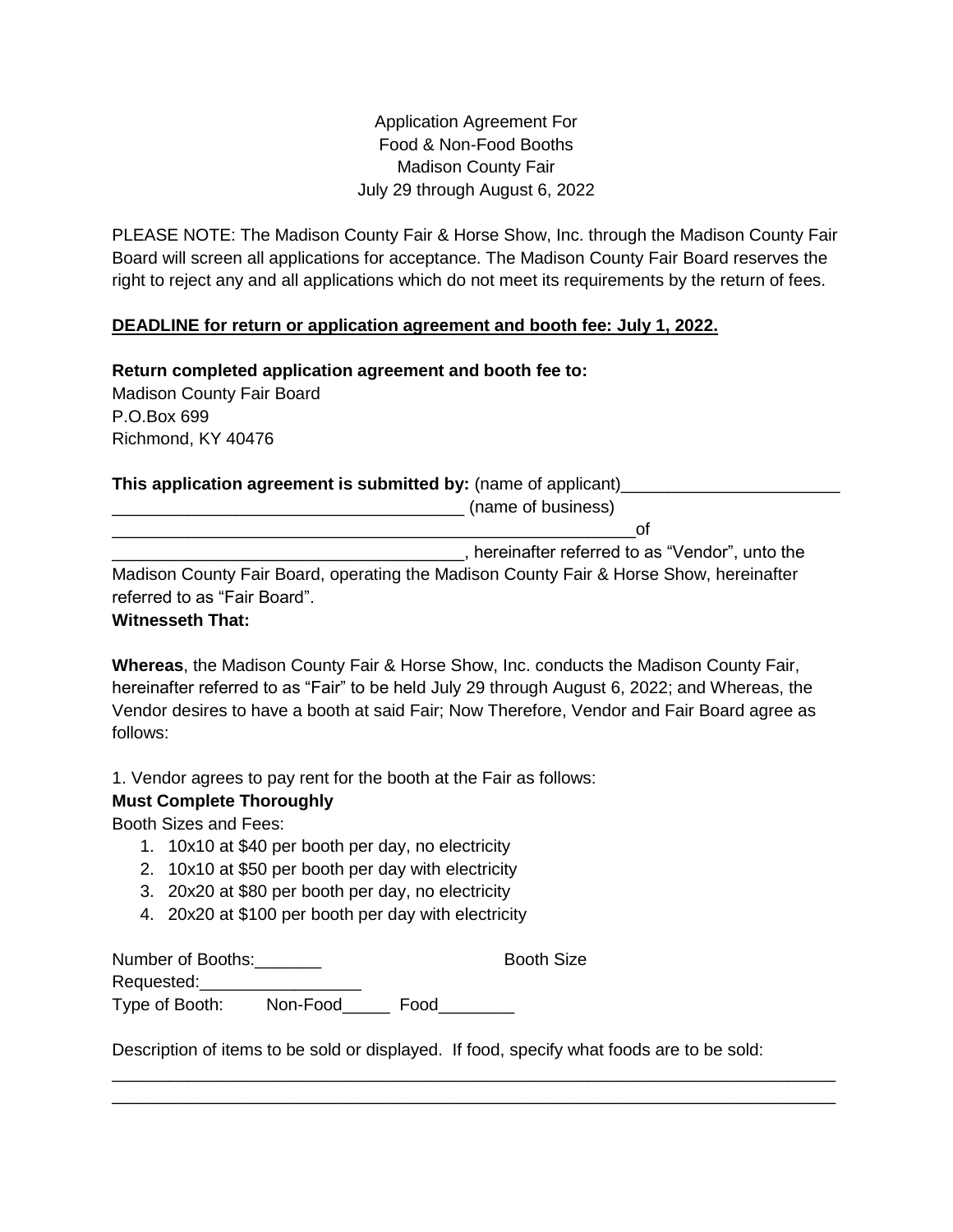Application Agreement For
Food & Non-Food Booths
Madison County Fair
July 29 through August 6, 2022

PLEASE NOTE: The Madison County Fair & Horse Show, Inc. through the Madison County Fair Board will screen all applications for acceptance. The Madison County Fair Board reserves the right to reject any and all applications which do not meet its requirements by the return of fees.

**DEADLINE for return or application agreement and booth fee: July 1, 2022.**

**Return completed application agreement and booth fee to:**
Madison County Fair Board
P.O.Box 699
Richmond, KY 40476

**This application agreement is submitted by:** (name of applicant)______________________
____________________________________ (name of business)
_______________________________________________________of
____________________________________, hereinafter referred to as "Vendor", unto the Madison County Fair Board, operating the Madison County Fair & Horse Show, hereinafter referred to as "Fair Board".

**Witnesseth That:**

**Whereas**, the Madison County Fair & Horse Show, Inc. conducts the Madison County Fair, hereinafter referred to as "Fair" to be held July 29 through August 6, 2022; and Whereas, the Vendor desires to have a booth at said Fair; Now Therefore, Vendor and Fair Board agree as follows:

1. Vendor agrees to pay rent for the booth at the Fair as follows:

**Must Complete Thoroughly**

Booth Sizes and Fees:

1. 10x10 at $40 per booth per day, no electricity
2. 10x10 at $50 per booth per day with electricity
3. 20x20 at $80 per booth per day, no electricity
4. 20x20 at $100 per booth per day with electricity

Number of Booths:_______ Booth Size Requested:_________________

Type of Booth: Non-Food_____ Food________

Description of items to be sold or displayed. If food, specify what foods are to be sold:

_____________________________________________________________________________

_____________________________________________________________________________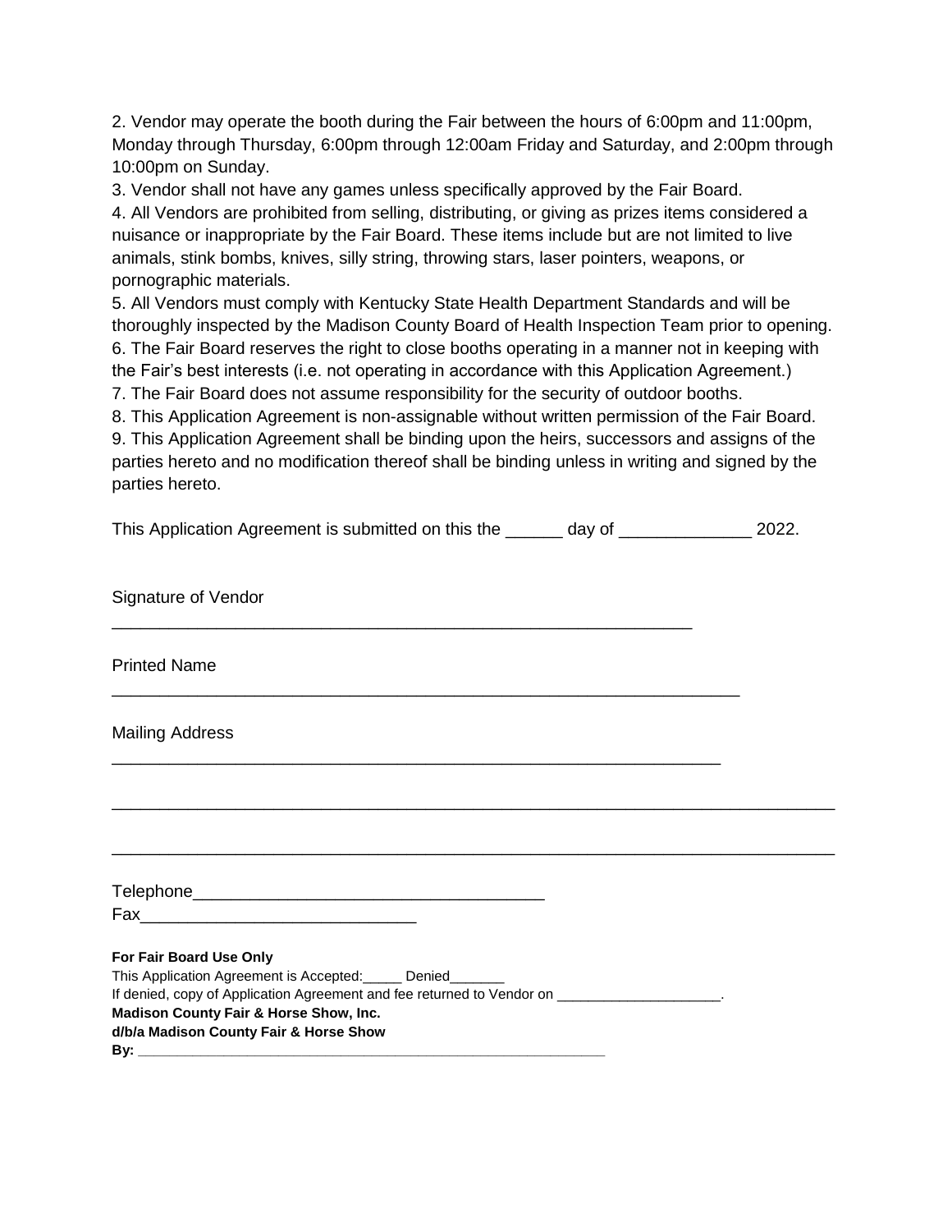2. Vendor may operate the booth during the Fair between the hours of 6:00pm and 11:00pm, Monday through Thursday, 6:00pm through 12:00am Friday and Saturday, and 2:00pm through 10:00pm on Sunday.
3. Vendor shall not have any games unless specifically approved by the Fair Board.
4. All Vendors are prohibited from selling, distributing, or giving as prizes items considered a nuisance or inappropriate by the Fair Board. These items include but are not limited to live animals, stink bombs, knives, silly string, throwing stars, laser pointers, weapons, or pornographic materials.
5. All Vendors must comply with Kentucky State Health Department Standards and will be thoroughly inspected by the Madison County Board of Health Inspection Team prior to opening.
6. The Fair Board reserves the right to close booths operating in a manner not in keeping with the Fair's best interests (i.e. not operating in accordance with this Application Agreement.)
7. The Fair Board does not assume responsibility for the security of outdoor booths.
8. This Application Agreement is non-assignable without written permission of the Fair Board.
9. This Application Agreement shall be binding upon the heirs, successors and assigns of the parties hereto and no modification thereof shall be binding unless in writing and signed by the parties hereto.

This Application Agreement is submitted on this the ______ day of ______________ 2022.

Signature of Vendor

_______________________________________________________________

Printed Name

_______________________________________________________________

Mailing Address

_______________________________________________________________

_______________________________________________________________

_______________________________________________________________

Telephone_____________________________________

Fax____________________________

**For Fair Board Use Only**
This Application Agreement is Accepted:_____ Denied_______
If denied, copy of Application Agreement and fee returned to Vendor on _____________________.
**Madison County Fair & Horse Show, Inc.**
**d/b/a Madison County Fair & Horse Show**
**By: _______________________________________________________________**